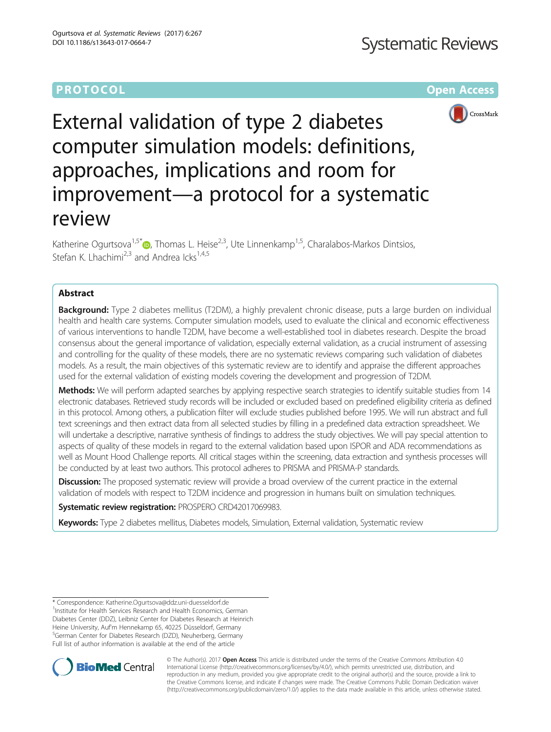PROTOCOL Open Access

# External validation of type 2 diabetes computer simulation models: definitions, approaches, implications and room for improvement—a protocol for a systematic review

Katherine Ogurtsova[1,5*], Thomas L. Heise[2,3], Ute Linnenkamp[1,5], Charalabos-Markos Dintsios, Stefan K. Lhachimi[2,3] and Andrea Icks[1,4,5]

## Abstract

**Background:** Type 2 diabetes mellitus (T2DM), a highly prevalent chronic disease, puts a large burden on individual health and health care systems. Computer simulation models, used to evaluate the clinical and economic effectiveness of various interventions to handle T2DM, have become a well-established tool in diabetes research. Despite the broad consensus about the general importance of validation, especially external validation, as a crucial instrument of assessing and controlling for the quality of these models, there are no systematic reviews comparing such validation of diabetes models. As a result, the main objectives of this systematic review are to identify and appraise the different approaches used for the external validation of existing models covering the development and progression of T2DM.

**Methods:** We will perform adapted searches by applying respective search strategies to identify suitable studies from 14 electronic databases. Retrieved study records will be included or excluded based on predefined eligibility criteria as defined in this protocol. Among others, a publication filter will exclude studies published before 1995. We will run abstract and full text screenings and then extract data from all selected studies by filling in a predefined data extraction spreadsheet. We will undertake a descriptive, narrative synthesis of findings to address the study objectives. We will pay special attention to aspects of quality of these models in regard to the external validation based upon ISPOR and ADA recommendations as well as Mount Hood Challenge reports. All critical stages within the screening, data extraction and synthesis processes will be conducted by at least two authors. This protocol adheres to PRISMA and PRISMA-P standards.

**Discussion:** The proposed systematic review will provide a broad overview of the current practice in the external validation of models with respect to T2DM incidence and progression in humans built on simulation techniques.

**Systematic review registration:** PROSPERO CRD42017069983.

**Keywords:** Type 2 diabetes mellitus, Diabetes models, Simulation, External validation, Systematic review

\* Correspondence: Katherine.Ogurtsova@ddz.uni-duesseldorf.de
[1]Institute for Health Services Research and Health Economics, German Diabetes Center (DDZ), Leibniz Center for Diabetes Research at Heinrich Heine University, Auf'm Hennekamp 65, 40225 Düsseldorf, Germany
[5]German Center for Diabetes Research (DZD), Neuherberg, Germany
Full list of author information is available at the end of the article

© The Author(s). 2017 **Open Access** This article is distributed under the terms of the Creative Commons Attribution 4.0 International License (http://creativecommons.org/licenses/by/4.0/), which permits unrestricted use, distribution, and reproduction in any medium, provided you give appropriate credit to the original author(s) and the source, provide a link to the Creative Commons license, and indicate if changes were made. The Creative Commons Public Domain Dedication waiver (http://creativecommons.org/publicdomain/zero/1.0/) applies to the data made available in this article, unless otherwise stated.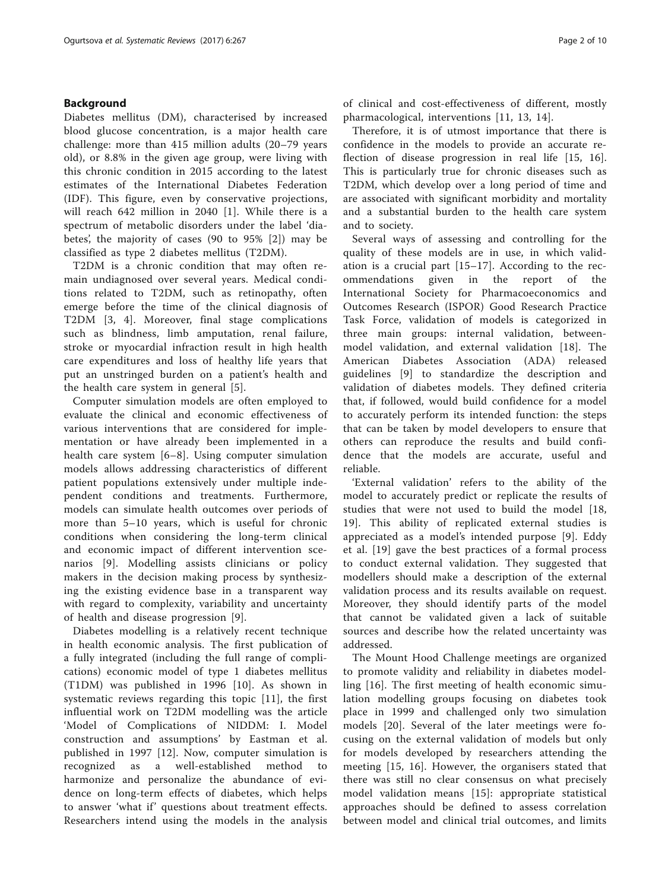## Background

Diabetes mellitus (DM), characterised by increased blood glucose concentration, is a major health care challenge: more than 415 million adults (20–79 years old), or 8.8% in the given age group, were living with this chronic condition in 2015 according to the latest estimates of the International Diabetes Federation (IDF). This figure, even by conservative projections, will reach 642 million in 2040 [1]. While there is a spectrum of metabolic disorders under the label 'diabetes', the majority of cases (90 to 95% [2]) may be classified as type 2 diabetes mellitus (T2DM).

T2DM is a chronic condition that may often remain undiagnosed over several years. Medical conditions related to T2DM, such as retinopathy, often emerge before the time of the clinical diagnosis of T2DM [3, 4]. Moreover, final stage complications such as blindness, limb amputation, renal failure, stroke or myocardial infraction result in high health care expenditures and loss of healthy life years that put an unstringed burden on a patient's health and the health care system in general [5].

Computer simulation models are often employed to evaluate the clinical and economic effectiveness of various interventions that are considered for implementation or have already been implemented in a health care system [6–8]. Using computer simulation models allows addressing characteristics of different patient populations extensively under multiple independent conditions and treatments. Furthermore, models can simulate health outcomes over periods of more than 5–10 years, which is useful for chronic conditions when considering the long-term clinical and economic impact of different intervention scenarios [9]. Modelling assists clinicians or policy makers in the decision making process by synthesizing the existing evidence base in a transparent way with regard to complexity, variability and uncertainty of health and disease progression [9].

Diabetes modelling is a relatively recent technique in health economic analysis. The first publication of a fully integrated (including the full range of complications) economic model of type 1 diabetes mellitus (T1DM) was published in 1996 [10]. As shown in systematic reviews regarding this topic [11], the first influential work on T2DM modelling was the article 'Model of Complications of NIDDM: I. Model construction and assumptions' by Eastman et al. published in 1997 [12]. Now, computer simulation is recognized as a well-established method to harmonize and personalize the abundance of evidence on long-term effects of diabetes, which helps to answer 'what if' questions about treatment effects. Researchers intend using the models in the analysis of clinical and cost-effectiveness of different, mostly pharmacological, interventions [11, 13, 14].

Therefore, it is of utmost importance that there is confidence in the models to provide an accurate reflection of disease progression in real life [15, 16]. This is particularly true for chronic diseases such as T2DM, which develop over a long period of time and are associated with significant morbidity and mortality and a substantial burden to the health care system and to society.

Several ways of assessing and controlling for the quality of these models are in use, in which validation is a crucial part [15–17]. According to the recommendations given in the report of the International Society for Pharmacoeconomics and Outcomes Research (ISPOR) Good Research Practice Task Force, validation of models is categorized in three main groups: internal validation, between-model validation, and external validation [18]. The American Diabetes Association (ADA) released guidelines [9] to standardize the description and validation of diabetes models. They defined criteria that, if followed, would build confidence for a model to accurately perform its intended function: the steps that can be taken by model developers to ensure that others can reproduce the results and build confidence that the models are accurate, useful and reliable.

'External validation' refers to the ability of the model to accurately predict or replicate the results of studies that were not used to build the model [18, 19]. This ability of replicated external studies is appreciated as a model's intended purpose [9]. Eddy et al. [19] gave the best practices of a formal process to conduct external validation. They suggested that modellers should make a description of the external validation process and its results available on request. Moreover, they should identify parts of the model that cannot be validated given a lack of suitable sources and describe how the related uncertainty was addressed.

The Mount Hood Challenge meetings are organized to promote validity and reliability in diabetes modelling [16]. The first meeting of health economic simulation modelling groups focusing on diabetes took place in 1999 and challenged only two simulation models [20]. Several of the later meetings were focusing on the external validation of models but only for models developed by researchers attending the meeting [15, 16]. However, the organisers stated that there was still no clear consensus on what precisely model validation means [15]: appropriate statistical approaches should be defined to assess correlation between model and clinical trial outcomes, and limits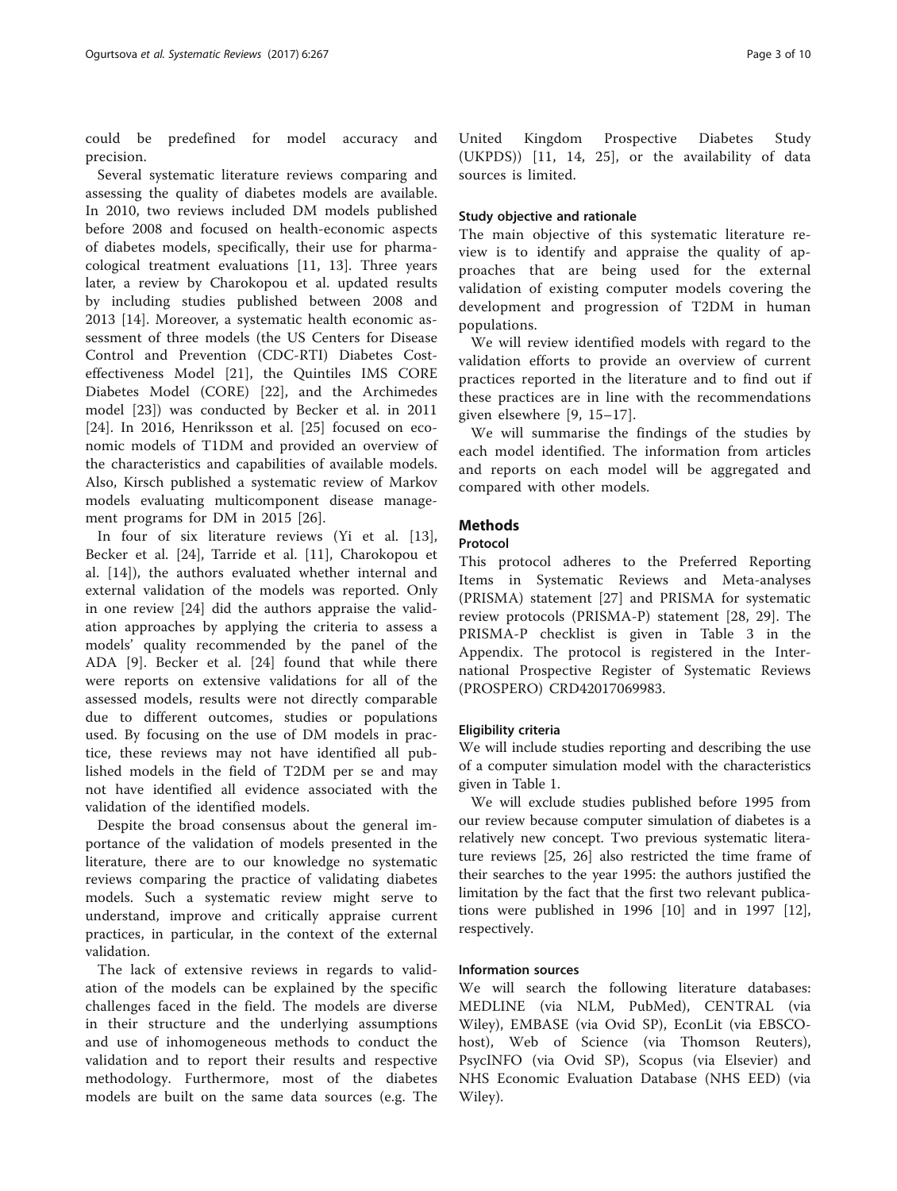could be predefined for model accuracy and precision.

Several systematic literature reviews comparing and assessing the quality of diabetes models are available. In 2010, two reviews included DM models published before 2008 and focused on health-economic aspects of diabetes models, specifically, their use for pharmacological treatment evaluations [11, 13]. Three years later, a review by Charokopou et al. updated results by including studies published between 2008 and 2013 [14]. Moreover, a systematic health economic assessment of three models (the US Centers for Disease Control and Prevention (CDC-RTI) Diabetes Cost-effectiveness Model [21], the Quintiles IMS CORE Diabetes Model (CORE) [22], and the Archimedes model [23]) was conducted by Becker et al. in 2011 [24]. In 2016, Henriksson et al. [25] focused on economic models of T1DM and provided an overview of the characteristics and capabilities of available models. Also, Kirsch published a systematic review of Markov models evaluating multicomponent disease management programs for DM in 2015 [26].

In four of six literature reviews (Yi et al. [13], Becker et al. [24], Tarride et al. [11], Charokopou et al. [14]), the authors evaluated whether internal and external validation of the models was reported. Only in one review [24] did the authors appraise the validation approaches by applying the criteria to assess a models' quality recommended by the panel of the ADA [9]. Becker et al. [24] found that while there were reports on extensive validations for all of the assessed models, results were not directly comparable due to different outcomes, studies or populations used. By focusing on the use of DM models in practice, these reviews may not have identified all published models in the field of T2DM per se and may not have identified all evidence associated with the validation of the identified models.

Despite the broad consensus about the general importance of the validation of models presented in the literature, there are to our knowledge no systematic reviews comparing the practice of validating diabetes models. Such a systematic review might serve to understand, improve and critically appraise current practices, in particular, in the context of the external validation.

The lack of extensive reviews in regards to validation of the models can be explained by the specific challenges faced in the field. The models are diverse in their structure and the underlying assumptions and use of inhomogeneous methods to conduct the validation and to report their results and respective methodology. Furthermore, most of the diabetes models are built on the same data sources (e.g. The United Kingdom Prospective Diabetes Study (UKPDS)) [11, 14, 25], or the availability of data sources is limited.

### Study objective and rationale

The main objective of this systematic literature review is to identify and appraise the quality of approaches that are being used for the external validation of existing computer models covering the development and progression of T2DM in human populations.

We will review identified models with regard to the validation efforts to provide an overview of current practices reported in the literature and to find out if these practices are in line with the recommendations given elsewhere [9, 15–17].

We will summarise the findings of the studies by each model identified. The information from articles and reports on each model will be aggregated and compared with other models.

## Methods

### Protocol

This protocol adheres to the Preferred Reporting Items in Systematic Reviews and Meta-analyses (PRISMA) statement [27] and PRISMA for systematic review protocols (PRISMA-P) statement [28, 29]. The PRISMA-P checklist is given in Table 3 in the Appendix. The protocol is registered in the International Prospective Register of Systematic Reviews (PROSPERO) CRD42017069983.

### Eligibility criteria

We will include studies reporting and describing the use of a computer simulation model with the characteristics given in Table 1.

We will exclude studies published before 1995 from our review because computer simulation of diabetes is a relatively new concept. Two previous systematic literature reviews [25, 26] also restricted the time frame of their searches to the year 1995: the authors justified the limitation by the fact that the first two relevant publications were published in 1996 [10] and in 1997 [12], respectively.

### Information sources

We will search the following literature databases: MEDLINE (via NLM, PubMed), CENTRAL (via Wiley), EMBASE (via Ovid SP), EconLit (via EBSCOhost), Web of Science (via Thomson Reuters), PsycINFO (via Ovid SP), Scopus (via Elsevier) and NHS Economic Evaluation Database (NHS EED) (via Wiley).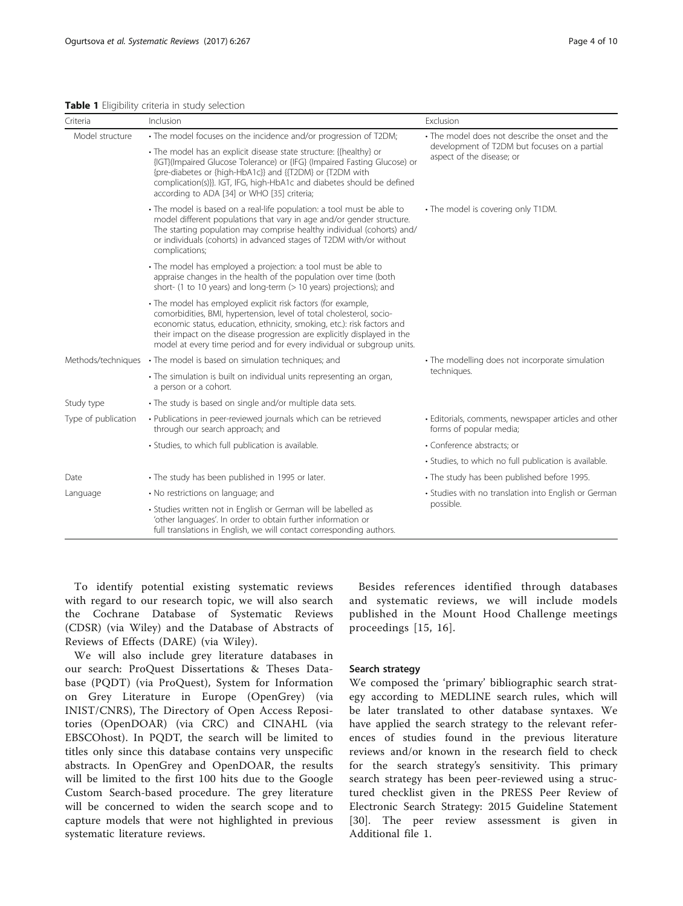**Table 1** Eligibility criteria in study selection

| Criteria | Inclusion | Exclusion |
|---|---|---|
| Model structure | • The model focuses on the incidence and/or progression of T2DM; | • The model does not describe the onset and the development of T2DM but focuses on a partial aspect of the disease; or |
| | • The model has an explicit disease state structure: {{healthy} or {IGT}(Impaired Glucose Tolerance) or {IFG} (Impaired Fasting Glucose) or {pre-diabetes or {high-HbA1c}} and {{T2DM} or {T2DM with complication(s)}}. IGT, IFG, high-HbA1c and diabetes should be defined according to ADA [34] or WHO [35] criteria; | |
| | • The model is based on a real-life population: a tool must be able to model different populations that vary in age and/or gender structure. The starting population may comprise healthy individual (cohorts) and/or individuals (cohorts) in advanced stages of T2DM with/or without complications; | • The model is covering only T1DM. |
| | • The model has employed a projection: a tool must be able to appraise changes in the health of the population over time (both short- (1 to 10 years) and long-term (> 10 years) projections); and | |
| | • The model has employed explicit risk factors (for example, comorbidities, BMI, hypertension, level of total cholesterol, socio-economic status, education, ethnicity, smoking, etc.): risk factors and their impact on the disease progression are explicitly displayed in the model at every time period and for every individual or subgroup units. | |
| Methods/techniques | • The model is based on simulation techniques; and | • The modelling does not incorporate simulation techniques. |
| | • The simulation is built on individual units representing an organ, a person or a cohort. | |
| Study type | • The study is based on single and/or multiple data sets. | |
| Type of publication | • Publications in peer-reviewed journals which can be retrieved through our search approach; and | • Editorials, comments, newspaper articles and other forms of popular media; |
| | • Studies, to which full publication is available. | • Conference abstracts; or |
| | | • Studies, to which no full publication is available. |
| Date | • The study has been published in 1995 or later. | • The study has been published before 1995. |
| Language | • No restrictions on language; and | • Studies with no translation into English or German possible. |
| | • Studies written not in English or German will be labelled as 'other languages'. In order to obtain further information or full translations in English, we will contact corresponding authors. | |

To identify potential existing systematic reviews with regard to our research topic, we will also search the Cochrane Database of Systematic Reviews (CDSR) (via Wiley) and the Database of Abstracts of Reviews of Effects (DARE) (via Wiley).

We will also include grey literature databases in our search: ProQuest Dissertations & Theses Database (PQDT) (via ProQuest), System for Information on Grey Literature in Europe (OpenGrey) (via INIST/CNRS), The Directory of Open Access Repositories (OpenDOAR) (via CRC) and CINAHL (via EBSCOhost). In PQDT, the search will be limited to titles only since this database contains very unspecific abstracts. In OpenGrey and OpenDOAR, the results will be limited to the first 100 hits due to the Google Custom Search-based procedure. The grey literature will be concerned to widen the search scope and to capture models that were not highlighted in previous systematic literature reviews.

Besides references identified through databases and systematic reviews, we will include models published in the Mount Hood Challenge meetings proceedings [15, 16].

### Search strategy

We composed the 'primary' bibliographic search strategy according to MEDLINE search rules, which will be later translated to other database syntaxes. We have applied the search strategy to the relevant references of studies found in the previous literature reviews and/or known in the research field to check for the search strategy's sensitivity. This primary search strategy has been peer-reviewed using a structured checklist given in the PRESS Peer Review of Electronic Search Strategy: 2015 Guideline Statement [30]. The peer review assessment is given in Additional file 1.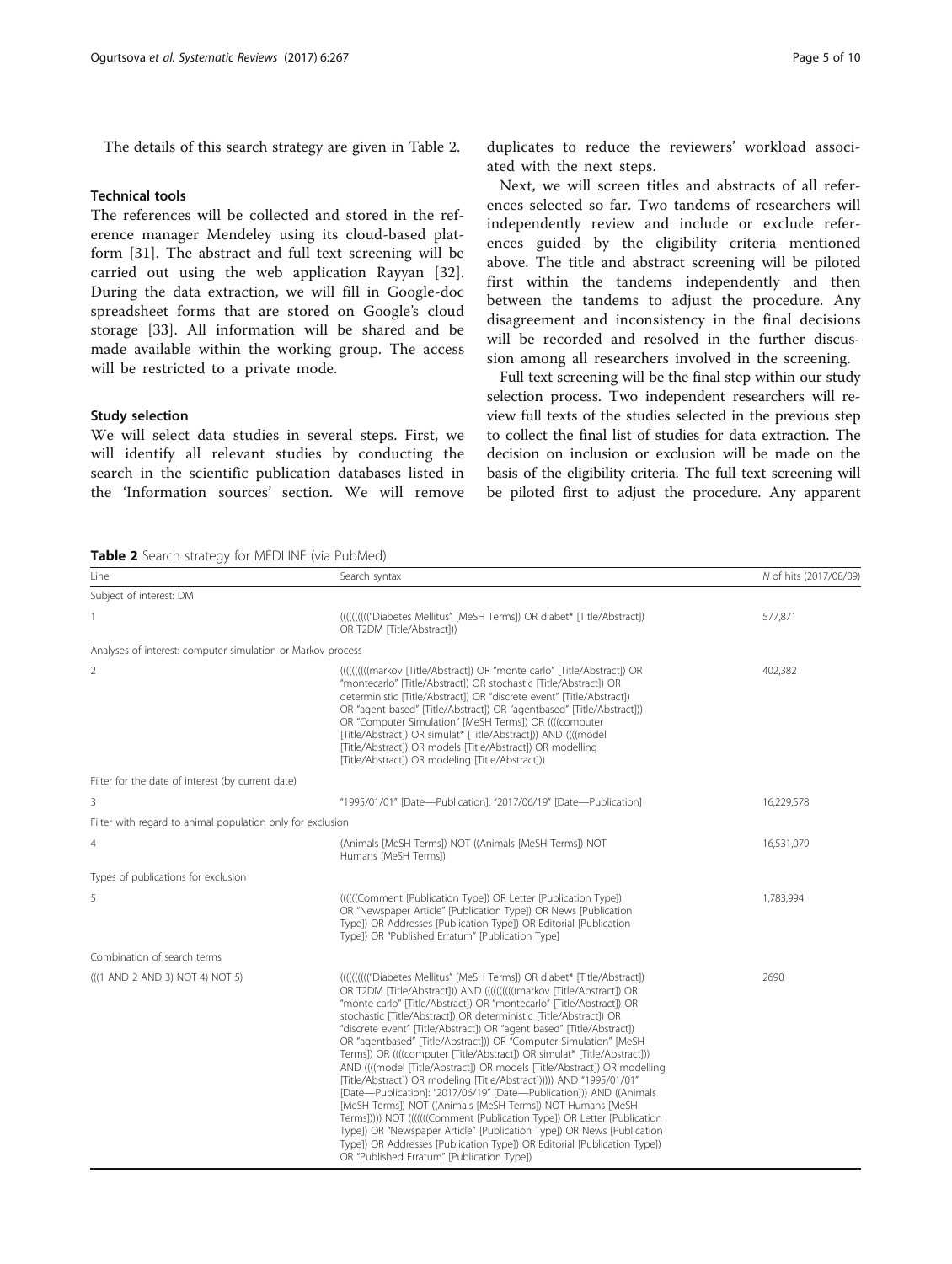The details of this search strategy are given in Table 2.

### Technical tools

The references will be collected and stored in the reference manager Mendeley using its cloud-based platform [31]. The abstract and full text screening will be carried out using the web application Rayyan [32]. During the data extraction, we will fill in Google-doc spreadsheet forms that are stored on Google's cloud storage [33]. All information will be shared and be made available within the working group. The access will be restricted to a private mode.

### Study selection

We will select data studies in several steps. First, we will identify all relevant studies by conducting the search in the scientific publication databases listed in the 'Information sources' section. We will remove duplicates to reduce the reviewers' workload associated with the next steps.

Next, we will screen titles and abstracts of all references selected so far. Two tandems of researchers will independently review and include or exclude references guided by the eligibility criteria mentioned above. The title and abstract screening will be piloted first within the tandems independently and then between the tandems to adjust the procedure. Any disagreement and inconsistency in the final decisions will be recorded and resolved in the further discussion among all researchers involved in the screening.

Full text screening will be the final step within our study selection process. Two independent researchers will review full texts of the studies selected in the previous step to collect the final list of studies for data extraction. The decision on inclusion or exclusion will be made on the basis of the eligibility criteria. The full text screening will be piloted first to adjust the procedure. Any apparent

**Table 2** Search strategy for MEDLINE (via PubMed)

| Line | Search syntax | *N* of hits (2017/08/09) |
|---|---|---|
| Subject of interest: DM | | |
| 1 | ((((((((("Diabetes Mellitus" [MeSH Terms]) OR diabet* [Title/Abstract]) OR T2DM [Title/Abstract])) | 577,871 |
| Analyses of interest: computer simulation or Markov process | | |
| 2 | ((((((((((markov [Title/Abstract]) OR "monte carlo" [Title/Abstract]) OR "montecarlo" [Title/Abstract]) OR stochastic [Title/Abstract]) OR deterministic [Title/Abstract]) OR "discrete event" [Title/Abstract]) OR "agent based" [Title/Abstract]) OR "agentbased" [Title/Abstract])) OR "Computer Simulation" [MeSH Terms]) OR ((((computer [Title/Abstract]) OR simulat* [Title/Abstract])) AND ((((model [Title/Abstract]) OR models [Title/Abstract]) OR modelling [Title/Abstract]) OR modeling [Title/Abstract])) | 402,382 |
| Filter for the date of interest (by current date) | | |
| 3 | "1995/01/01" [Date—Publication]: "2017/06/19" [Date—Publication] | 16,229,578 |
| Filter with regard to animal population only for exclusion | | |
| 4 | (Animals [MeSH Terms]) NOT ((Animals [MeSH Terms]) NOT Humans [MeSH Terms]) | 16,531,079 |
| Types of publications for exclusion | | |
| 5 | ((((((Comment [Publication Type]) OR Letter [Publication Type]) OR "Newspaper Article" [Publication Type]) OR News [Publication Type]) OR Addresses [Publication Type]) OR Editorial [Publication Type]) OR "Published Erratum" [Publication Type] | 1,783,994 |
| Combination of search terms | | |
| (((1 AND 2 AND 3) NOT 4) NOT 5) | ((((((((("Diabetes Mellitus" [MeSH Terms]) OR diabet* [Title/Abstract]) OR T2DM [Title/Abstract])) AND ((((((((((markov [Title/Abstract]) OR "monte carlo" [Title/Abstract]) OR "montecarlo" [Title/Abstract]) OR stochastic [Title/Abstract]) OR deterministic [Title/Abstract]) OR "discrete event" [Title/Abstract]) OR "agent based" [Title/Abstract]) OR "agentbased" [Title/Abstract])) OR "Computer Simulation" [MeSH Terms]) OR ((((computer [Title/Abstract]) OR simulat* [Title/Abstract])) AND ((((model [Title/Abstract]) OR models [Title/Abstract]) OR modelling [Title/Abstract]) OR modeling [Title/Abstract]))))) AND "1995/01/01" [Date—Publication]: "2017/06/19" [Date—Publication])) AND ((Animals [MeSH Terms]) NOT ((Animals [MeSH Terms]) NOT Humans [MeSH Terms])))) NOT ((((((Comment [Publication Type]) OR Letter [Publication Type]) OR "Newspaper Article" [Publication Type]) OR News [Publication Type]) OR Addresses [Publication Type]) OR Editorial [Publication Type]) OR "Published Erratum" [Publication Type]) | 2690 |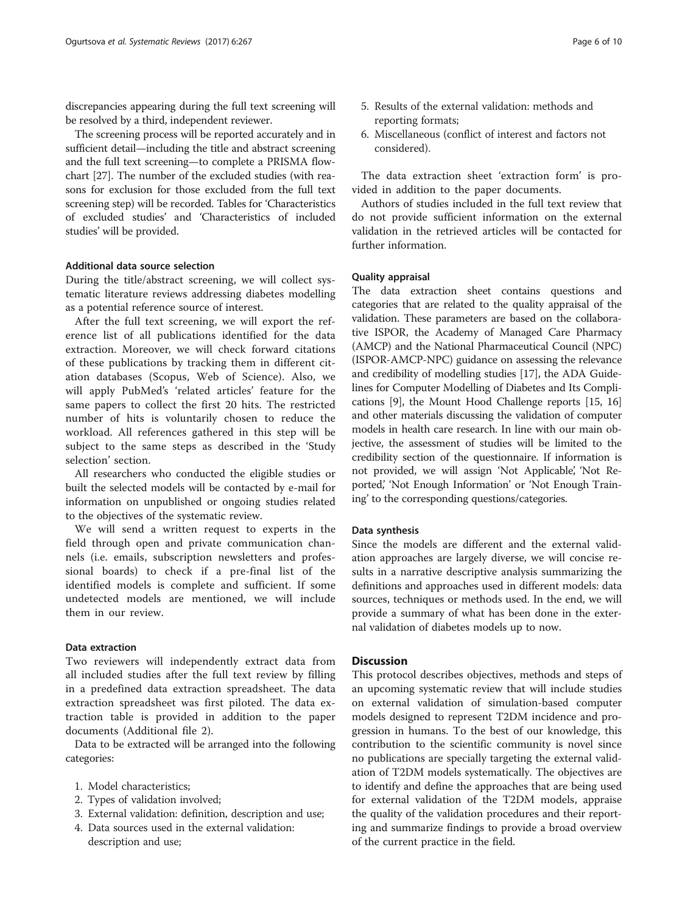discrepancies appearing during the full text screening will be resolved by a third, independent reviewer.

The screening process will be reported accurately and in sufficient detail—including the title and abstract screening and the full text screening—to complete a PRISMA flowchart [27]. The number of the excluded studies (with reasons for exclusion for those excluded from the full text screening step) will be recorded. Tables for 'Characteristics of excluded studies' and 'Characteristics of included studies' will be provided.

#### Additional data source selection

During the title/abstract screening, we will collect systematic literature reviews addressing diabetes modelling as a potential reference source of interest.

After the full text screening, we will export the reference list of all publications identified for the data extraction. Moreover, we will check forward citations of these publications by tracking them in different citation databases (Scopus, Web of Science). Also, we will apply PubMed's 'related articles' feature for the same papers to collect the first 20 hits. The restricted number of hits is voluntarily chosen to reduce the workload. All references gathered in this step will be subject to the same steps as described in the 'Study selection' section.

All researchers who conducted the eligible studies or built the selected models will be contacted by e-mail for information on unpublished or ongoing studies related to the objectives of the systematic review.

We will send a written request to experts in the field through open and private communication channels (i.e. emails, subscription newsletters and professional boards) to check if a pre-final list of the identified models is complete and sufficient. If some undetected models are mentioned, we will include them in our review.

#### Data extraction

Two reviewers will independently extract data from all included studies after the full text review by filling in a predefined data extraction spreadsheet. The data extraction spreadsheet was first piloted. The data extraction table is provided in addition to the paper documents (Additional file 2).

Data to be extracted will be arranged into the following categories:

1. Model characteristics;
2. Types of validation involved;
3. External validation: definition, description and use;
4. Data sources used in the external validation: description and use;
5. Results of the external validation: methods and reporting formats;
6. Miscellaneous (conflict of interest and factors not considered).

The data extraction sheet 'extraction form' is provided in addition to the paper documents.

Authors of studies included in the full text review that do not provide sufficient information on the external validation in the retrieved articles will be contacted for further information.

#### Quality appraisal

The data extraction sheet contains questions and categories that are related to the quality appraisal of the validation. These parameters are based on the collaborative ISPOR, the Academy of Managed Care Pharmacy (AMCP) and the National Pharmaceutical Council (NPC) (ISPOR-AMCP-NPC) guidance on assessing the relevance and credibility of modelling studies [17], the ADA Guidelines for Computer Modelling of Diabetes and Its Complications [9], the Mount Hood Challenge reports [15, 16] and other materials discussing the validation of computer models in health care research. In line with our main objective, the assessment of studies will be limited to the credibility section of the questionnaire. If information is not provided, we will assign 'Not Applicable', 'Not Reported', 'Not Enough Information' or 'Not Enough Training' to the corresponding questions/categories.

#### Data synthesis

Since the models are different and the external validation approaches are largely diverse, we will concise results in a narrative descriptive analysis summarizing the definitions and approaches used in different models: data sources, techniques or methods used. In the end, we will provide a summary of what has been done in the external validation of diabetes models up to now.

## Discussion

This protocol describes objectives, methods and steps of an upcoming systematic review that will include studies on external validation of simulation-based computer models designed to represent T2DM incidence and progression in humans. To the best of our knowledge, this contribution to the scientific community is novel since no publications are specially targeting the external validation of T2DM models systematically. The objectives are to identify and define the approaches that are being used for external validation of the T2DM models, appraise the quality of the validation procedures and their reporting and summarize findings to provide a broad overview of the current practice in the field.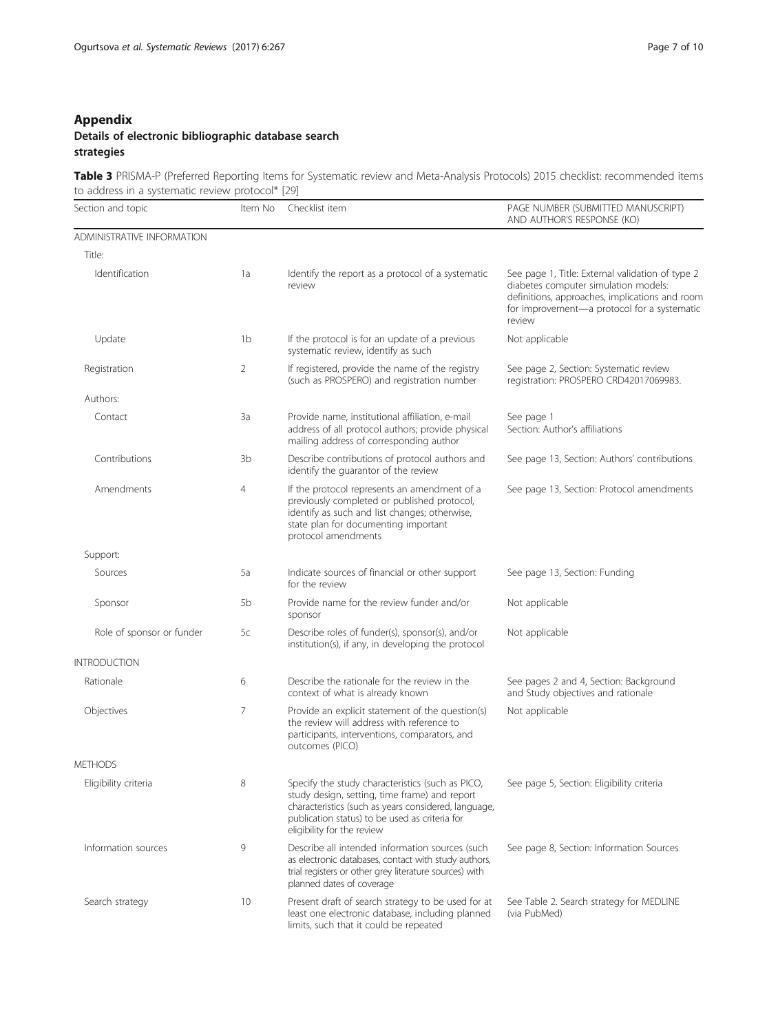## Appendix

### Details of electronic bibliographic database search strategies

**Table 3** PRISMA-P (Preferred Reporting Items for Systematic review and Meta-Analysis Protocols) 2015 checklist: recommended items to address in a systematic review protocol* [29]

| Section and topic | Item No | Checklist item | PAGE NUMBER (SUBMITTED MANUSCRIPT) AND AUTHOR'S RESPONSE (KO) |
|---|---|---|---|
| ADMINISTRATIVE INFORMATION | | | |
| Title: | | | |
| Identification | 1a | Identify the report as a protocol of a systematic review | See page 1, Title: External validation of type 2 diabetes computer simulation models: definitions, approaches, implications and room for improvement—a protocol for a systematic review |
| Update | 1b | If the protocol is for an update of a previous systematic review, identify as such | Not applicable |
| Registration | 2 | If registered, provide the name of the registry (such as PROSPERO) and registration number | See page 2, Section: Systematic review registration: PROSPERO CRD42017069983. |
| Authors: | | | |
| Contact | 3a | Provide name, institutional affiliation, e-mail address of all protocol authors; provide physical mailing address of corresponding author | See page 1 Section: Author's affiliations |
| Contributions | 3b | Describe contributions of protocol authors and identify the guarantor of the review | See page 13, Section: Authors' contributions |
| Amendments | 4 | If the protocol represents an amendment of a previously completed or published protocol, identify as such and list changes; otherwise, state plan for documenting important protocol amendments | See page 13, Section: Protocol amendments |
| Support: | | | |
| Sources | 5a | Indicate sources of financial or other support for the review | See page 13, Section: Funding |
| Sponsor | 5b | Provide name for the review funder and/or sponsor | Not applicable |
| Role of sponsor or funder | 5c | Describe roles of funder(s), sponsor(s), and/or institution(s), if any, in developing the protocol | Not applicable |
| INTRODUCTION | | | |
| Rationale | 6 | Describe the rationale for the review in the context of what is already known | See pages 2 and 4, Section: Background and Study objectives and rationale |
| Objectives | 7 | Provide an explicit statement of the question(s) the review will address with reference to participants, interventions, comparators, and outcomes (PICO) | Not applicable |
| METHODS | | | |
| Eligibility criteria | 8 | Specify the study characteristics (such as PICO, study design, setting, time frame) and report characteristics (such as years considered, language, publication status) to be used as criteria for eligibility for the review | See page 5, Section: Eligibility criteria |
| Information sources | 9 | Describe all intended information sources (such as electronic databases, contact with study authors, trial registers or other grey literature sources) with planned dates of coverage | See page 8, Section: Information Sources |
| Search strategy | 10 | Present draft of search strategy to be used for at least one electronic database, including planned limits, such that it could be repeated | See Table 2. Search strategy for MEDLINE (via PubMed) |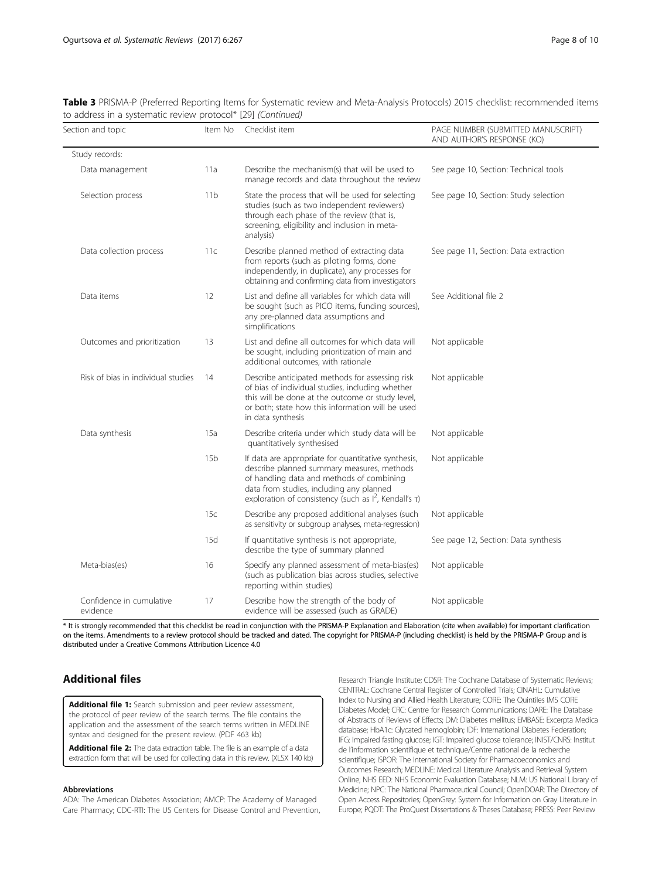**Table 3** PRISMA-P (Preferred Reporting Items for Systematic review and Meta-Analysis Protocols) 2015 checklist: recommended items to address in a systematic review protocol* [29] *(Continued)*

| Section and topic | Item No | Checklist item | PAGE NUMBER (SUBMITTED MANUSCRIPT) AND AUTHOR'S RESPONSE (KO) |
|---|---|---|---|
| Study records: | | | |
| Data management | 11a | Describe the mechanism(s) that will be used to manage records and data throughout the review | See page 10, Section: Technical tools |
| Selection process | 11b | State the process that will be used for selecting studies (such as two independent reviewers) through each phase of the review (that is, screening, eligibility and inclusion in meta-analysis) | See page 10, Section: Study selection |
| Data collection process | 11c | Describe planned method of extracting data from reports (such as piloting forms, done independently, in duplicate), any processes for obtaining and confirming data from investigators | See page 11, Section: Data extraction |
| Data items | 12 | List and define all variables for which data will be sought (such as PICO items, funding sources), any pre-planned data assumptions and simplifications | See Additional file 2 |
| Outcomes and prioritization | 13 | List and define all outcomes for which data will be sought, including prioritization of main and additional outcomes, with rationale | Not applicable |
| Risk of bias in individual studies | 14 | Describe anticipated methods for assessing risk of bias of individual studies, including whether this will be done at the outcome or study level, or both; state how this information will be used in data synthesis | Not applicable |
| Data synthesis | 15a | Describe criteria under which study data will be quantitatively synthesised | Not applicable |
| | 15b | If data are appropriate for quantitative synthesis, describe planned summary measures, methods of handling data and methods of combining data from studies, including any planned exploration of consistency (such as $I^2$, Kendall's τ) | Not applicable |
| | 15c | Describe any proposed additional analyses (such as sensitivity or subgroup analyses, meta-regression) | Not applicable |
| | 15d | If quantitative synthesis is not appropriate, describe the type of summary planned | See page 12, Section: Data synthesis |
| Meta-bias(es) | 16 | Specify any planned assessment of meta-bias(es) (such as publication bias across studies, selective reporting within studies) | Not applicable |
| Confidence in cumulative evidence | 17 | Describe how the strength of the body of evidence will be assessed (such as GRADE) | Not applicable |

* It is strongly recommended that this checklist be read in conjunction with the PRISMA-P Explanation and Elaboration (cite when available) for important clarification on the items. Amendments to a review protocol should be tracked and dated. The copyright for PRISMA-P (including checklist) is held by the PRISMA-P Group and is distributed under a Creative Commons Attribution Licence 4.0

## Additional files

**Additional file 1:** Search submission and peer review assessment, the protocol of peer review of the search terms. The file contains the application and the assessment of the search terms written in MEDLINE syntax and designed for the present review. (PDF 463 kb)

**Additional file 2:** The data extraction table. The file is an example of a data extraction form that will be used for collecting data in this review. (XLSX 140 kb)

#### Abbreviations

ADA: The American Diabetes Association; AMCP: The Academy of Managed Care Pharmacy; CDC-RTI: The US Centers for Disease Control and Prevention, Research Triangle Institute; CDSR: The Cochrane Database of Systematic Reviews; CENTRAL: Cochrane Central Register of Controlled Trials; CINAHL: Cumulative Index to Nursing and Allied Health Literature; CORE: The Quintiles IMS CORE Diabetes Model; CRC: Centre for Research Communications; DARE: The Database of Abstracts of Reviews of Effects; DM: Diabetes mellitus; EMBASE: Excerpta Medica database; HbA1c: Glycated hemoglobin; IDF: International Diabetes Federation; IFG: Impaired fasting glucose; IGT: Impaired glucose tolerance; INIST/CNRS: Institut de l'information scientifique et technique/Centre national de la recherche scientifique; ISPOR: The International Society for Pharmacoeconomics and Outcomes Research; MEDLINE: Medical Literature Analysis and Retrieval System Online; NHS EED: NHS Economic Evaluation Database; NLM: US National Library of Medicine; NPC: The National Pharmaceutical Council; OpenDOAR: The Directory of Open Access Repositories; OpenGrey: System for Information on Gray Literature in Europe; PQDT: The ProQuest Dissertations & Theses Database; PRESS: Peer Review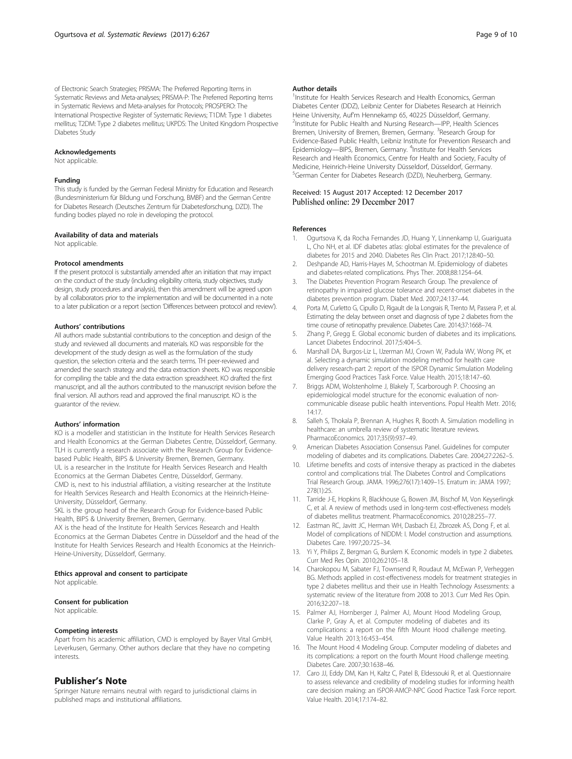of Electronic Search Strategies; PRISMA: The Preferred Reporting Items in Systematic Reviews and Meta-analyses; PRISMA-P: The Preferred Reporting Items in Systematic Reviews and Meta-analyses for Protocols; PROSPERO: The International Prospective Register of Systematic Reviews; T1DM: Type 1 diabetes mellitus; T2DM: Type 2 diabetes mellitus; UKPDS: The United Kingdom Prospective Diabetes Study

#### Acknowledgements

Not applicable.

#### Funding

This study is funded by the German Federal Ministry for Education and Research (Bundesministerium für Bildung und Forschung, BMBF) and the German Centre for Diabetes Research (Deutsches Zentrum für Diabetesforschung, DZD). The funding bodies played no role in developing the protocol.

#### Availability of data and materials

Not applicable.

#### Protocol amendments

If the present protocol is substantially amended after an initiation that may impact on the conduct of the study (including eligibility criteria, study objectives, study design, study procedures and analysis), then this amendment will be agreed upon by all collaborators prior to the implementation and will be documented in a note to a later publication or a report (section 'Differences between protocol and review').

#### Authors' contributions

All authors made substantial contributions to the conception and design of the study and reviewed all documents and materials. KO was responsible for the development of the study design as well as the formulation of the study question, the selection criteria and the search terms. TH peer-reviewed and amended the search strategy and the data extraction sheets. KO was responsible for compiling the table and the data extraction spreadsheet. KO drafted the first manuscript, and all the authors contributed to the manuscript revision before the final version. All authors read and approved the final manuscript. KO is the guarantor of the review.

#### Authors' information

KO is a modeller and statistician in the Institute for Health Services Research and Health Economics at the German Diabetes Centre, Düsseldorf, Germany. TLH is currently a research associate with the Research Group for Evidence-based Public Health, BIPS & University Bremen, Bremen, Germany.
UL is a researcher in the Institute for Health Services Research and Health Economics at the German Diabetes Centre, Düsseldorf, Germany.
CMD is, next to his industrial affiliation, a visiting researcher at the Institute for Health Services Research and Health Economics at the Heinrich-Heine-University, Düsseldorf, Germany.
SKL is the group head of the Research Group for Evidence-based Public Health, BIPS & University Bremen, Bremen, Germany.
AX is the head of the Institute for Health Services Research and Health Economics at the German Diabetes Centre in Düsseldorf and the head of the Institute for Health Services Research and Health Economics at the Heinrich-Heine-University, Düsseldorf, Germany.

#### Ethics approval and consent to participate

Not applicable.

#### Consent for publication

Not applicable.

#### Competing interests

Apart from his academic affiliation, CMD is employed by Bayer Vital GmbH, Leverkusen, Germany. Other authors declare that they have no competing interests.

## Publisher's Note

Springer Nature remains neutral with regard to jurisdictional claims in published maps and institutional affiliations.

#### Author details

[1]Institute for Health Services Research and Health Economics, German Diabetes Center (DDZ), Leibniz Center for Diabetes Research at Heinrich Heine University, Auf'm Hennekamp 65, 40225 Düsseldorf, Germany. [2]Institute for Public Health and Nursing Research—IPP, Health Sciences Bremen, University of Bremen, Bremen, Germany. [3]Research Group for Evidence-Based Public Health, Leibniz Institute for Prevention Research and Epidemiology—BIPS, Bremen, Germany. [4]Institute for Health Services Research and Health Economics, Centre for Health and Society, Faculty of Medicine, Heinrich-Heine University Düsseldorf, Düsseldorf, Germany. [5]German Center for Diabetes Research (DZD), Neuherberg, Germany.

Received: 15 August 2017 Accepted: 12 December 2017
Published online: 29 December 2017

#### References

1. Ogurtsova K, da Rocha Fernandes JD, Huang Y, Linnenkamp U, Guariguata L, Cho NH, et al. IDF diabetes atlas: global estimates for the prevalence of diabetes for 2015 and 2040. Diabetes Res Clin Pract. 2017;128:40–50.
2. Deshpande AD, Harris-Hayes M, Schootman M. Epidemiology of diabetes and diabetes-related complications. Phys Ther. 2008;88:1254–64.
3. The Diabetes Prevention Program Research Group. The prevalence of retinopathy in impaired glucose tolerance and recent-onset diabetes in the diabetes prevention program. Diabet Med. 2007;24:137–44.
4. Porta M, Curletto G, Cipullo D, Rigault de la Longrais R, Trento M, Passera P, et al. Estimating the delay between onset and diagnosis of type 2 diabetes from the time course of retinopathy prevalence. Diabetes Care. 2014;37:1668–74.
5. Zhang P, Gregg E. Global economic burden of diabetes and its implications. Lancet Diabetes Endocrinol. 2017;5:404–5.
6. Marshall DA, Burgos-Liz L, IJzerman MJ, Crown W, Padula WV, Wong PK, et al. Selecting a dynamic simulation modeling method for health care delivery research-part 2: report of the ISPOR Dynamic Simulation Modeling Emerging Good Practices Task Force. Value Health. 2015;18:147–60.
7. Briggs ADM, Wolstenholme J, Blakely T, Scarborough P. Choosing an epidemiological model structure for the economic evaluation of non-communicable disease public health interventions. Popul Health Metr. 2016; 14:17.
8. Salleh S, Thokala P, Brennan A, Hughes R, Booth A. Simulation modelling in healthcare: an umbrella review of systematic literature reviews. PharmacoEconomics. 2017;35(9):937–49.
9. American Diabetes Association Consensus Panel. Guidelines for computer modeling of diabetes and its complications. Diabetes Care. 2004;27:2262–5.
10. Lifetime benefits and costs of intensive therapy as practiced in the diabetes control and complications trial. The Diabetes Control and Complications Trial Research Group. JAMA. 1996;276(17):1409–15. Erratum in: JAMA 1997; 278(1):25.
11. Tarride J-E, Hopkins R, Blackhouse G, Bowen JM, Bischof M, Von Keyserlingk C, et al. A review of methods used in long-term cost-effectiveness models of diabetes mellitus treatment. PharmacoEconomics. 2010;28:255–77.
12. Eastman RC, Javitt JC, Herman WH, Dasbach EJ, Zbrozek AS, Dong F, et al. Model of complications of NIDDM: I. Model construction and assumptions. Diabetes Care. 1997;20:725–34.
13. Yi Y, Philips Z, Bergman G, Burslem K. Economic models in type 2 diabetes. Curr Med Res Opin. 2010;26:2105–18.
14. Charokopou M, Sabater FJ, Townsend R, Roudaut M, McEwan P, Verheggen BG. Methods applied in cost-effectiveness models for treatment strategies in type 2 diabetes mellitus and their use in Health Technology Assessments: a systematic review of the literature from 2008 to 2013. Curr Med Res Opin. 2016;32:207–18.
15. Palmer AJ, Hornberger J, Palmer AJ, Mount Hood Modeling Group, Clarke P, Gray A, et al. Computer modeling of diabetes and its complications: a report on the fifth Mount Hood challenge meeting. Value Health 2013;16:453–454.
16. The Mount Hood 4 Modeling Group. Computer modeling of diabetes and its complications: a report on the fourth Mount Hood challenge meeting. Diabetes Care. 2007;30:1638–46.
17. Caro JJ, Eddy DM, Kan H, Kaltz C, Patel B, Eldessouki R, et al. Questionnaire to assess relevance and credibility of modeling studies for informing health care decision making: an ISPOR-AMCP-NPC Good Practice Task Force report. Value Health. 2014;17:174–82.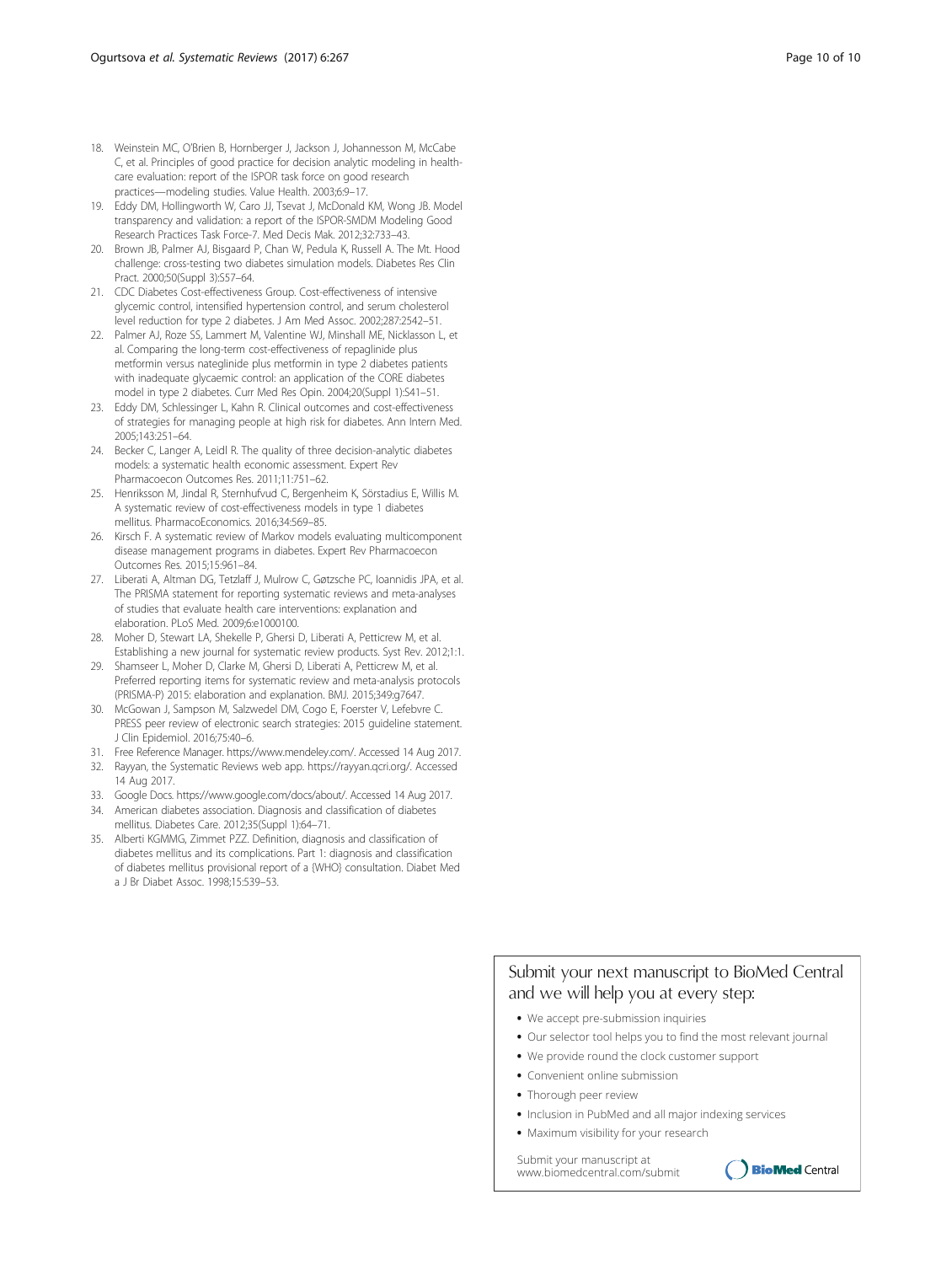18. Weinstein MC, O'Brien B, Hornberger J, Jackson J, Johannesson M, McCabe C, et al. Principles of good practice for decision analytic modeling in health-care evaluation: report of the ISPOR task force on good research practices—modeling studies. Value Health. 2003;6:9–17.
19. Eddy DM, Hollingworth W, Caro JJ, Tsevat J, McDonald KM, Wong JB. Model transparency and validation: a report of the ISPOR-SMDM Modeling Good Research Practices Task Force-7. Med Decis Mak. 2012;32:733–43.
20. Brown JB, Palmer AJ, Bisgaard P, Chan W, Pedula K, Russell A. The Mt. Hood challenge: cross-testing two diabetes simulation models. Diabetes Res Clin Pract. 2000;50(Suppl 3):S57–64.
21. CDC Diabetes Cost-effectiveness Group. Cost-effectiveness of intensive glycemic control, intensified hypertension control, and serum cholesterol level reduction for type 2 diabetes. J Am Med Assoc. 2002;287:2542–51.
22. Palmer AJ, Roze SS, Lammert M, Valentine WJ, Minshall ME, Nicklasson L, et al. Comparing the long-term cost-effectiveness of repaglinide plus metformin versus nateglinide plus metformin in type 2 diabetes patients with inadequate glycaemic control: an application of the CORE diabetes model in type 2 diabetes. Curr Med Res Opin. 2004;20(Suppl 1):S41–51.
23. Eddy DM, Schlessinger L, Kahn R. Clinical outcomes and cost-effectiveness of strategies for managing people at high risk for diabetes. Ann Intern Med. 2005;143:251–64.
24. Becker C, Langer A, Leidl R. The quality of three decision-analytic diabetes models: a systematic health economic assessment. Expert Rev Pharmacoecon Outcomes Res. 2011;11:751–62.
25. Henriksson M, Jindal R, Sternhufvud C, Bergenheim K, Sörstadius E, Willis M. A systematic review of cost-effectiveness models in type 1 diabetes mellitus. PharmacoEconomics. 2016;34:569–85.
26. Kirsch F. A systematic review of Markov models evaluating multicomponent disease management programs in diabetes. Expert Rev Pharmacoecon Outcomes Res. 2015;15:961–84.
27. Liberati A, Altman DG, Tetzlaff J, Mulrow C, Gøtzsche PC, Ioannidis JPA, et al. The PRISMA statement for reporting systematic reviews and meta-analyses of studies that evaluate health care interventions: explanation and elaboration. PLoS Med. 2009;6:e1000100.
28. Moher D, Stewart LA, Shekelle P, Ghersi D, Liberati A, Petticrew M, et al. Establishing a new journal for systematic review products. Syst Rev. 2012;1:1.
29. Shamseer L, Moher D, Clarke M, Ghersi D, Liberati A, Petticrew M, et al. Preferred reporting items for systematic review and meta-analysis protocols (PRISMA-P) 2015: elaboration and explanation. BMJ. 2015;349:g7647.
30. McGowan J, Sampson M, Salzwedel DM, Cogo E, Foerster V, Lefebvre C. PRESS peer review of electronic search strategies: 2015 guideline statement. J Clin Epidemiol. 2016;75:40–6.
31. Free Reference Manager. https://www.mendeley.com/. Accessed 14 Aug 2017.
32. Rayyan, the Systematic Reviews web app. https://rayyan.qcri.org/. Accessed 14 Aug 2017.
33. Google Docs. https://www.google.com/docs/about/. Accessed 14 Aug 2017.
34. American diabetes association. Diagnosis and classification of diabetes mellitus. Diabetes Care. 2012;35(Suppl 1):64–71.
35. Alberti KGMMG, Zimmet PZZ. Definition, diagnosis and classification of diabetes mellitus and its complications. Part 1: diagnosis and classification of diabetes mellitus provisional report of a {WHO} consultation. Diabet Med a J Br Diabet Assoc. 1998;15:539–53.

Submit your next manuscript to BioMed Central and we will help you at every step:

- We accept pre-submission inquiries
- Our selector tool helps you to find the most relevant journal
- We provide round the clock customer support
- Convenient online submission
- Thorough peer review
- Inclusion in PubMed and all major indexing services
- Maximum visibility for your research

Submit your manuscript at www.biomedcentral.com/submit

BioMed Central